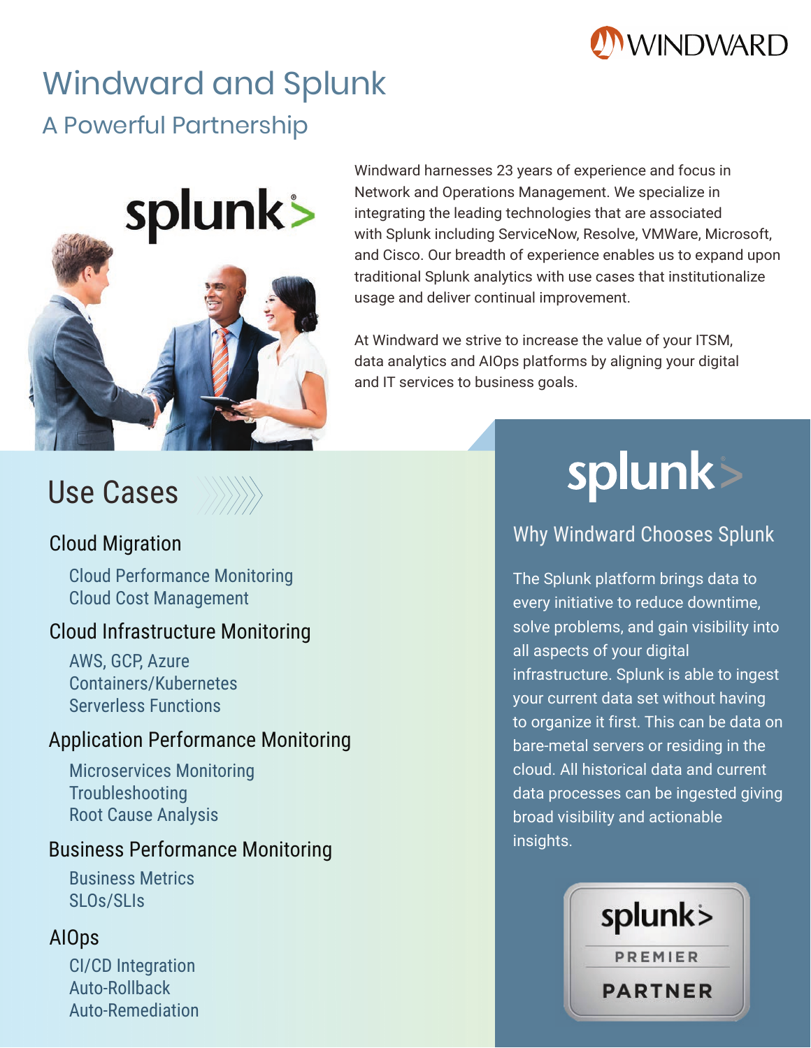# Windward and Splunk

## A Powerful Partnership

Windward harnesses 23 years of experience and focus in Network and Operations Management. We specialize in integrating the leading technologies that are associated with Splunk including ServiceNow, Resolve, VMWare, Microsoft, and Cisco. Our breadth of experience enables us to expand upon traditional Splunk analytics with use cases that institutionalize usage and deliver continual improvement.

At Windward we strive to increase the value of your ITSM, data analytics and AIOps platforms by aligning your digital and IT services to business goals.

## Use Cases

### Cloud Migration

- Cloud Performance Monitoring
- Cloud Cost Management

### Cloud Infrastructure Monitoring

- AWS, GCP, Azure
- Containers/Kubernetes
- Serverless Functions

### Application Performance Monitoring

- Microservices Monitoring
- Troubleshooting
- Root Cause Analysis

### Business Performance Monitoring

- Business Metrics
- SLOs/SLIs

### AIOps

- CI/CD Integration
- Auto-Rollback
- Auto-Remediation

## Why Windward Chooses Splunk

The Splunk platform brings data to every initiative to reduce downtime, solve problems, and gain visibility into all aspects of your digital infrastructure. Splunk is able to ingest your current data set without having to organize it first. This can be data on bare-metal servers or residing in the cloud. All historical data and current data processes can be ingested giving broad visibility and actionable insights.

splunk> PREMIER PARTNER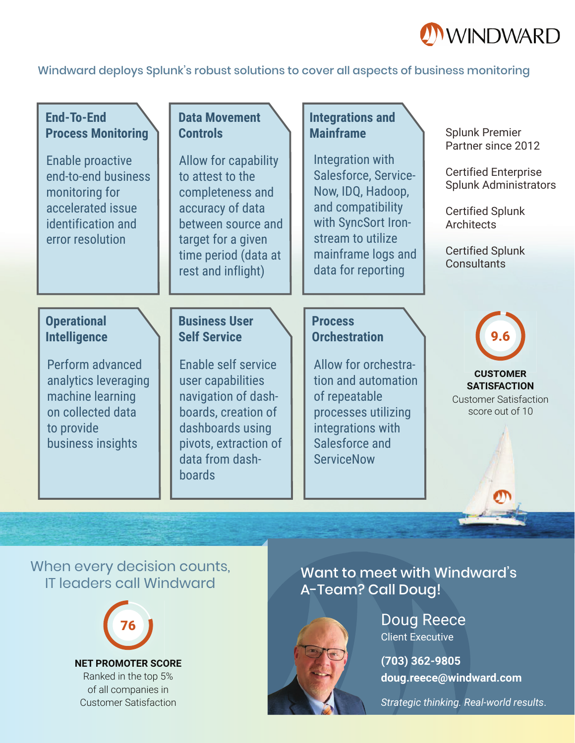WINDWARD

Windward deploys Splunk's robust solutions to cover all aspects of business monitoring

### End-To-End Process Monitoring

Enable proactive end-to-end business monitoring for accelerated issue identification and error resolution

### Data Movement Controls

Allow for capability to attest to the completeness and accuracy of data between source and target for a given time period (data at rest and inflight)

### Integrations and Mainframe

Integration with Salesforce, ServiceNow, IDQ, Hadoop, and compatibility with SyncSort Ironstream to utilize mainframe logs and data for reporting

### Operational Intelligence

Perform advanced analytics leveraging machine learning on collected data to provide business insights

### Business User Self Service

Enable self service user capabilities navigation of dashboards, creation of dashboards using pivots, extraction of data from dashboards

### Process Orchestration

Allow for orchestration and automation of repeatable processes utilizing integrations with Salesforce and ServiceNow

Splunk Premier Partner since 2012

Certified Enterprise Splunk Administrators

Certified Splunk Architects

Certified Splunk Consultants

9.6

**CUSTOMER SATISFACTION**

Customer Satisfaction score out of 10

## When every decision counts, IT leaders call Windward

76

**NET PROMOTER SCORE**

Ranked in the top 5% of all companies in Customer Satisfaction

## Want to meet with Windward's A-Team? Call Doug!

Doug Reece

Client Executive

**(703) 362-9805**

**doug.reece@windward.com**

*Strategic thinking. Real-world results.*